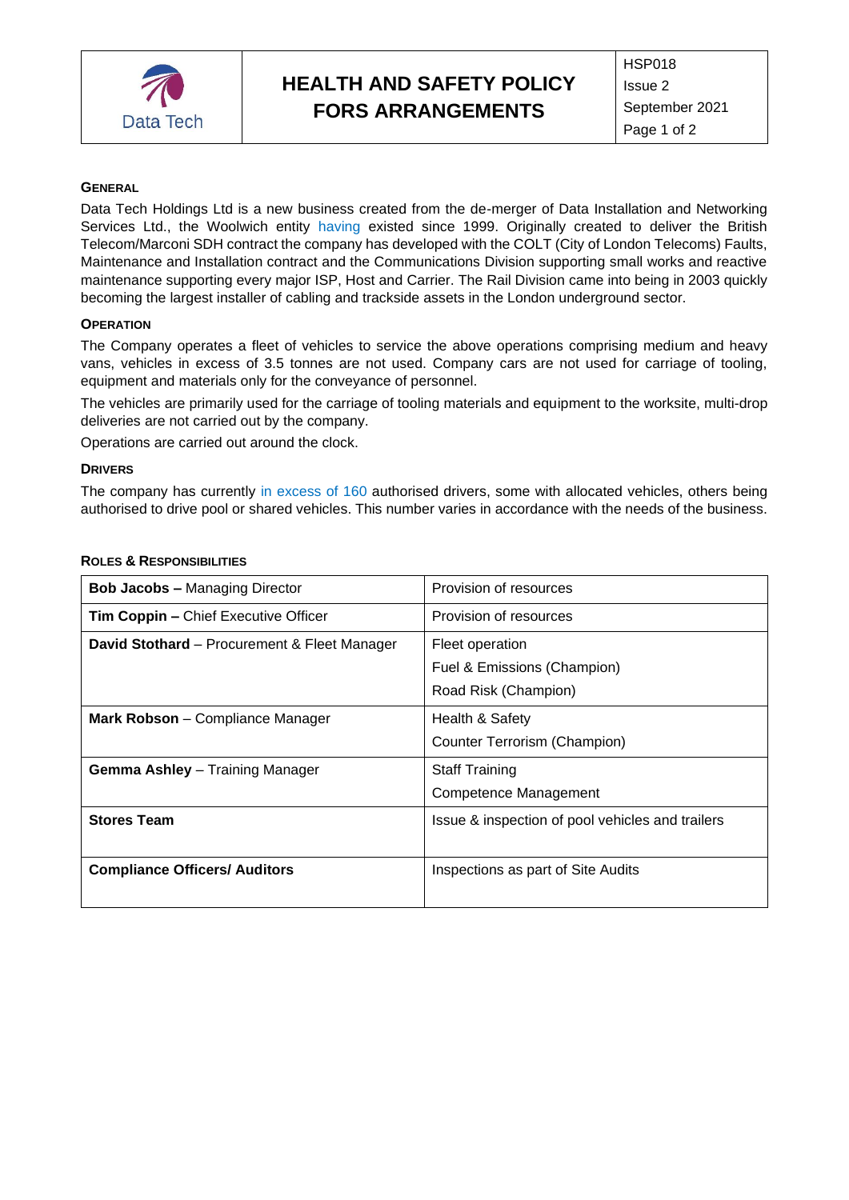# HEALTH AND SAFETY POLICY FORS ARRANGEMENTS

HSP018
Issue 2
September 2021

## GENERAL

Data Tech Holdings Ltd is a new business created from the de-merger of Data Installation and Networking Services Ltd., the Woolwich entity having existed since 1999. Originally created to deliver the British Telecom/Marconi SDH contract the company has developed with the COLT (City of London Telecoms) Faults, Maintenance and Installation contract and the Communications Division supporting small works and reactive maintenance supporting every major ISP, Host and Carrier. The Rail Division came into being in 2003 quickly becoming the largest installer of cabling and trackside assets in the London underground sector.

## OPERATION

The Company operates a fleet of vehicles to service the above operations comprising medium and heavy vans, vehicles in excess of 3.5 tonnes are not used. Company cars are not used for carriage of tooling, equipment and materials only for the conveyance of personnel.

The vehicles are primarily used for the carriage of tooling materials and equipment to the worksite, multi-drop deliveries are not carried out by the company.

Operations are carried out around the clock.

## DRIVERS

The company has currently in excess of 160 authorised drivers, some with allocated vehicles, others being authorised to drive pool or shared vehicles. This number varies in accordance with the needs of the business.

## ROLES & RESPONSIBILITIES

| | |
|---|---|
| **Bob Jacobs –** Managing Director | Provision of resources |
| **Tim Coppin –** Chief Executive Officer | Provision of resources |
| **David Stothard** – Procurement & Fleet Manager | Fleet operation<br>Fuel & Emissions (Champion)<br>Road Risk (Champion) |
| **Mark Robson** – Compliance Manager | Health & Safety<br>Counter Terrorism (Champion) |
| **Gemma Ashley** – Training Manager | Staff Training<br>Competence Management |
| **Stores Team** | Issue & inspection of pool vehicles and trailers |
| **Compliance Officers/ Auditors** | Inspections as part of Site Audits |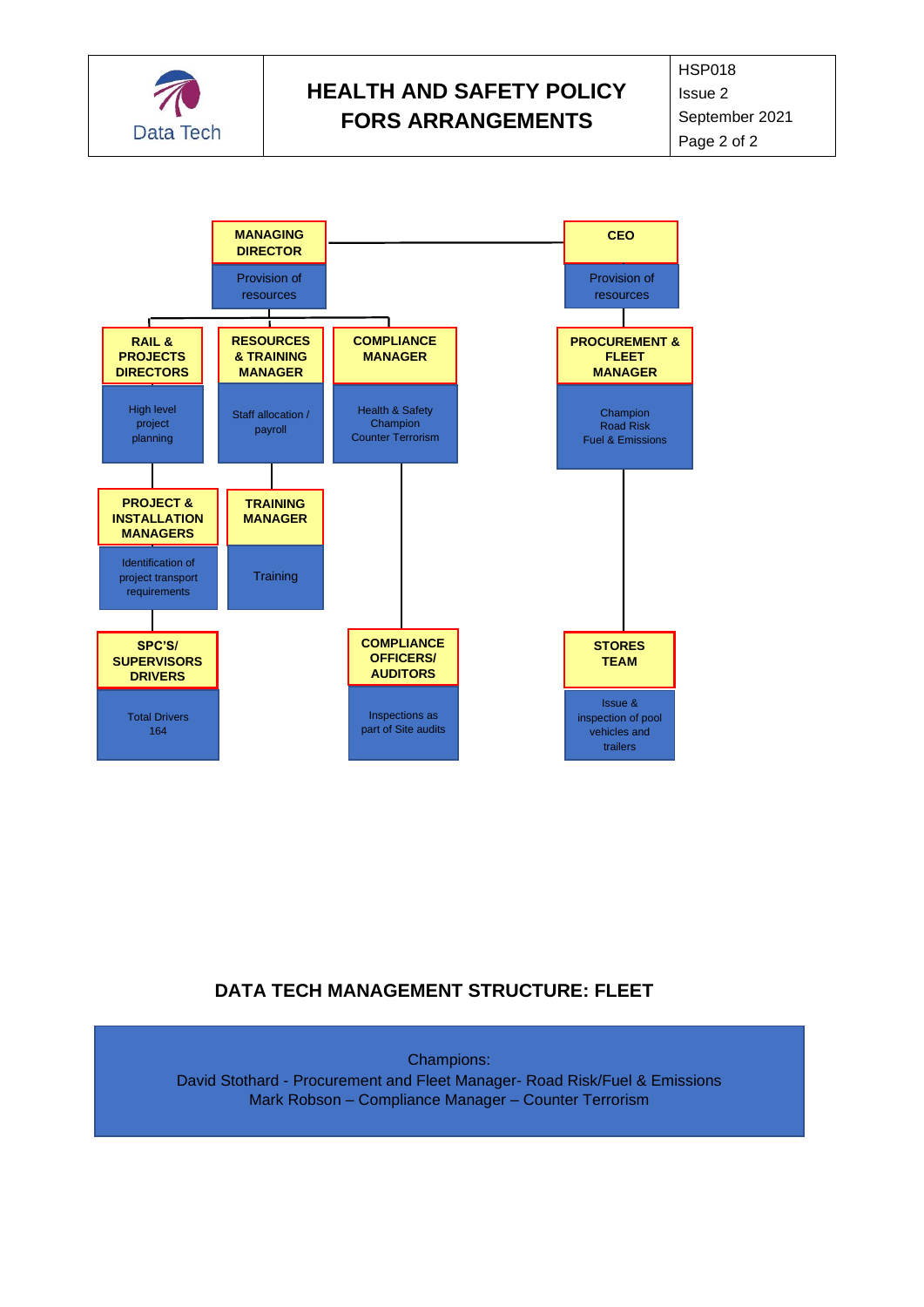# HEALTH AND SAFETY POLICY FORS ARRANGEMENTS

HSP018
Issue 2
September 2021

**MANAGING DIRECTOR**
Provision of resources

**CEO**
Provision of resources

**RAIL & PROJECTS DIRECTORS**
High level project planning

**RESOURCES & TRAINING MANAGER**
Staff allocation / payroll

**COMPLIANCE MANAGER**
Health & Safety Champion
Counter Terrorism

**PROCUREMENT & FLEET MANAGER**
Champion
Road Risk
Fuel & Emissions

**PROJECT & INSTALLATION MANAGERS**
Identification of project transport requirements

**TRAINING MANAGER**
Training

**SPC'S/ SUPERVISORS DRIVERS**
Total Drivers 164

**COMPLIANCE OFFICERS/ AUDITORS**
Inspections as part of Site audits

**STORES TEAM**
Issue & inspection of pool vehicles and trailers

## DATA TECH MANAGEMENT STRUCTURE: FLEET

Champions:
David Stothard - Procurement and Fleet Manager- Road Risk/Fuel & Emissions
Mark Robson – Compliance Manager – Counter Terrorism